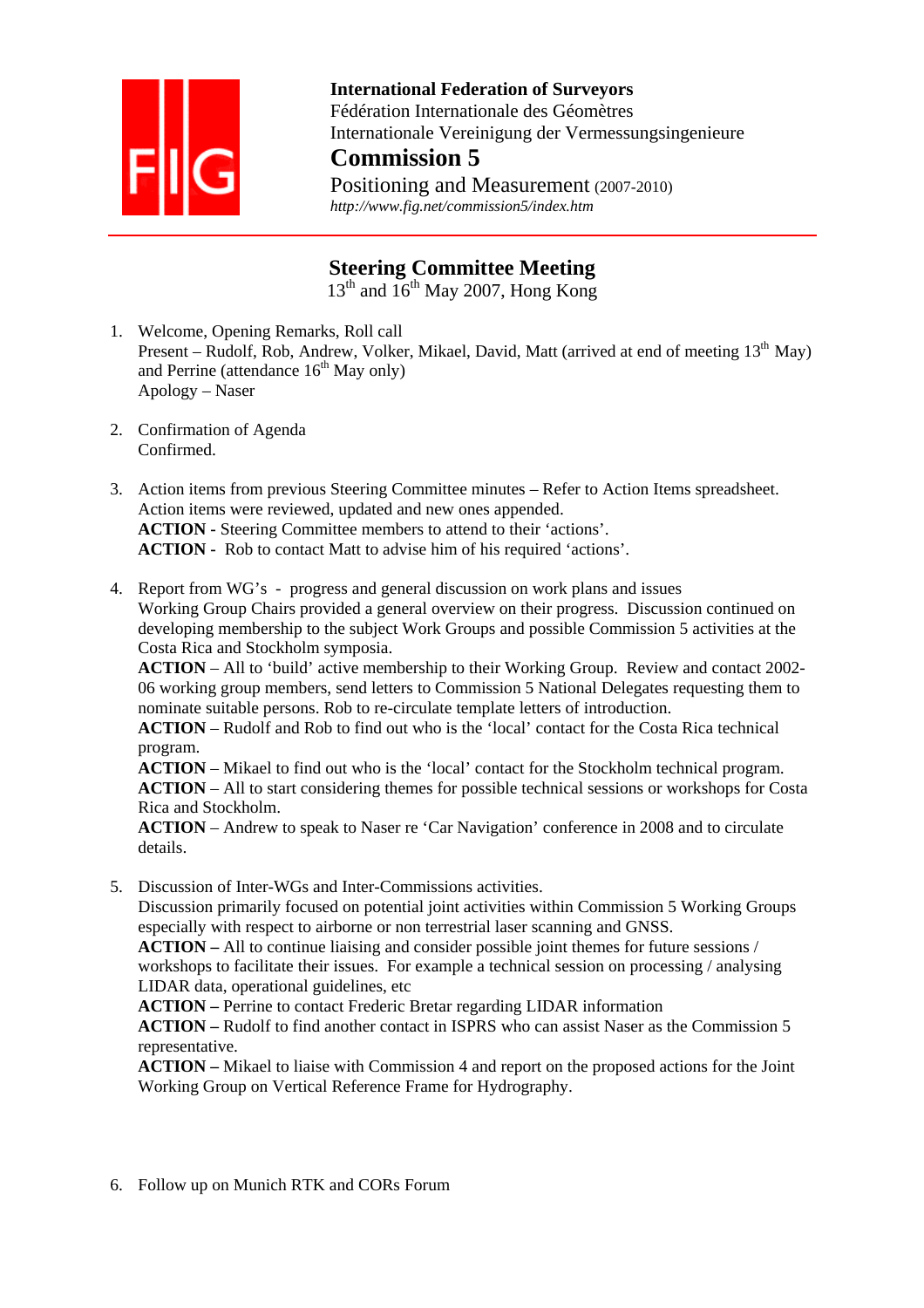**International Federation of Surveyors**
Fédération Internationale des Géomètres
Internationale Vereinigung der Vermessungsingenieure

# Commission 5

Positioning and Measurement (2007-2010)
*http://www.fig.net/commission5/index.htm*

## Steering Committee Meeting

13th and 16th May 2007, Hong Kong

1. Welcome, Opening Remarks, Roll call
   Present – Rudolf, Rob, Andrew, Volker, Mikael, David, Matt (arrived at end of meeting 13th May) and Perrine (attendance 16th May only)
   Apology – Naser

2. Confirmation of Agenda
   Confirmed.

3. Action items from previous Steering Committee minutes – Refer to Action Items spreadsheet.
   Action items were reviewed, updated and new ones appended.
   **ACTION -** Steering Committee members to attend to their 'actions'.
   **ACTION -** Rob to contact Matt to advise him of his required 'actions'.

4. Report from WG's - progress and general discussion on work plans and issues
   Working Group Chairs provided a general overview on their progress. Discussion continued on developing membership to the subject Work Groups and possible Commission 5 activities at the Costa Rica and Stockholm symposia.
   **ACTION** – All to 'build' active membership to their Working Group. Review and contact 2002-06 working group members, send letters to Commission 5 National Delegates requesting them to nominate suitable persons. Rob to re-circulate template letters of introduction.
   **ACTION** – Rudolf and Rob to find out who is the 'local' contact for the Costa Rica technical program.
   **ACTION** – Mikael to find out who is the 'local' contact for the Stockholm technical program.
   **ACTION** – All to start considering themes for possible technical sessions or workshops for Costa Rica and Stockholm.
   **ACTION** – Andrew to speak to Naser re 'Car Navigation' conference in 2008 and to circulate details.

5. Discussion of Inter-WGs and Inter-Commissions activities.
   Discussion primarily focused on potential joint activities within Commission 5 Working Groups especially with respect to airborne or non terrestrial laser scanning and GNSS.
   **ACTION –** All to continue liaising and consider possible joint themes for future sessions / workshops to facilitate their issues. For example a technical session on processing / analysing LIDAR data, operational guidelines, etc
   **ACTION –** Perrine to contact Frederic Bretar regarding LIDAR information
   **ACTION –** Rudolf to find another contact in ISPRS who can assist Naser as the Commission 5 representative.
   **ACTION –** Mikael to liaise with Commission 4 and report on the proposed actions for the Joint Working Group on Vertical Reference Frame for Hydrography.

6. Follow up on Munich RTK and CORs Forum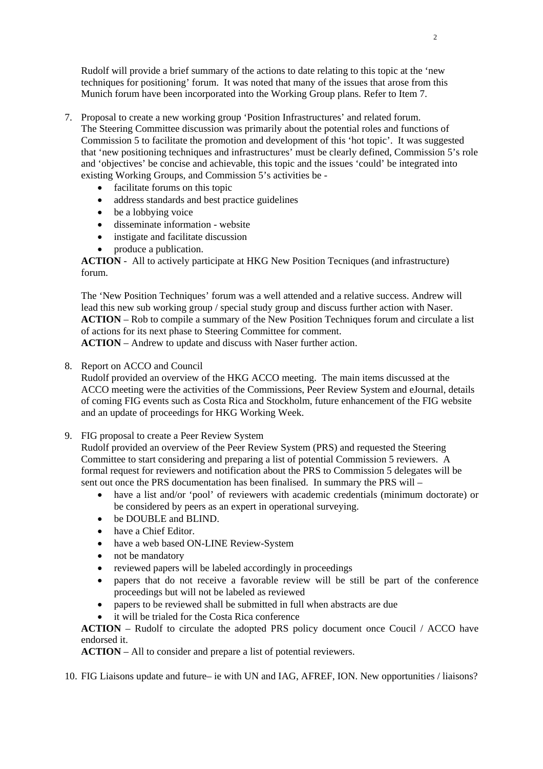Rudolf will provide a brief summary of the actions to date relating to this topic at the 'new techniques for positioning' forum. It was noted that many of the issues that arose from this Munich forum have been incorporated into the Working Group plans. Refer to Item 7.

7. Proposal to create a new working group 'Position Infrastructures' and related forum.
   The Steering Committee discussion was primarily about the potential roles and functions of Commission 5 to facilitate the promotion and development of this 'hot topic'. It was suggested that 'new positioning techniques and infrastructures' must be clearly defined, Commission 5's role and 'objectives' be concise and achievable, this topic and the issues 'could' be integrated into existing Working Groups, and Commission 5's activities be -
   - facilitate forums on this topic
   - address standards and best practice guidelines
   - be a lobbying voice
   - disseminate information - website
   - instigate and facilitate discussion
   - produce a publication.

   **ACTION** - All to actively participate at HKG New Position Tecniques (and infrastructure) forum.

   The 'New Position Techniques' forum was a well attended and a relative success. Andrew will lead this new sub working group / special study group and discuss further action with Naser.
   **ACTION** – Rob to compile a summary of the New Position Techniques forum and circulate a list of actions for its next phase to Steering Committee for comment.
   **ACTION** – Andrew to update and discuss with Naser further action.

8. Report on ACCO and Council
   Rudolf provided an overview of the HKG ACCO meeting. The main items discussed at the ACCO meeting were the activities of the Commissions, Peer Review System and eJournal, details of coming FIG events such as Costa Rica and Stockholm, future enhancement of the FIG website and an update of proceedings for HKG Working Week.

9. FIG proposal to create a Peer Review System
   Rudolf provided an overview of the Peer Review System (PRS) and requested the Steering Committee to start considering and preparing a list of potential Commission 5 reviewers. A formal request for reviewers and notification about the PRS to Commission 5 delegates will be sent out once the PRS documentation has been finalised. In summary the PRS will –
   - have a list and/or 'pool' of reviewers with academic credentials (minimum doctorate) or be considered by peers as an expert in operational surveying.
   - be DOUBLE and BLIND.
   - have a Chief Editor.
   - have a web based ON-LINE Review-System
   - not be mandatory
   - reviewed papers will be labeled accordingly in proceedings
   - papers that do not receive a favorable review will be still be part of the conference proceedings but will not be labeled as reviewed
   - papers to be reviewed shall be submitted in full when abstracts are due
   - it will be trialed for the Costa Rica conference

   **ACTION** – Rudolf to circulate the adopted PRS policy document once Coucil / ACCO have endorsed it.
   **ACTION** – All to consider and prepare a list of potential reviewers.

10. FIG Liaisons update and future– ie with UN and IAG, AFREF, ION. New opportunities / liaisons?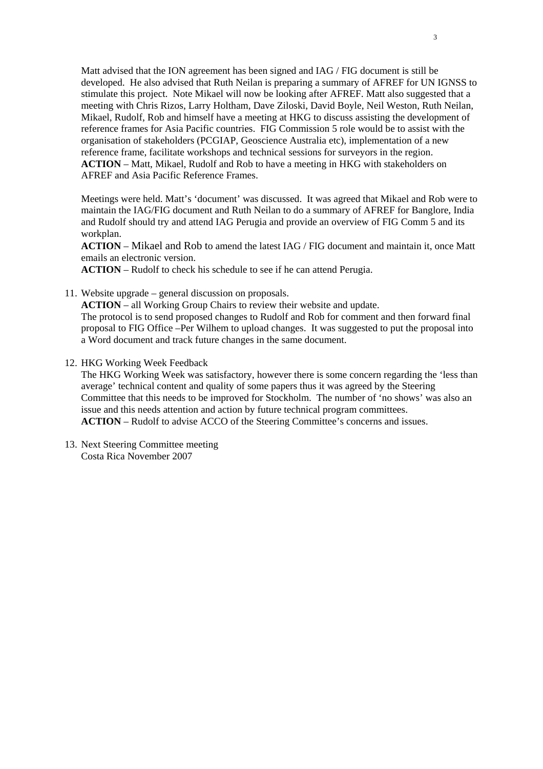Matt advised that the ION agreement has been signed and IAG / FIG document is still be developed. He also advised that Ruth Neilan is preparing a summary of AFREF for UN IGNSS to stimulate this project. Note Mikael will now be looking after AFREF. Matt also suggested that a meeting with Chris Rizos, Larry Holtham, Dave Ziloski, David Boyle, Neil Weston, Ruth Neilan, Mikael, Rudolf, Rob and himself have a meeting at HKG to discuss assisting the development of reference frames for Asia Pacific countries. FIG Commission 5 role would be to assist with the organisation of stakeholders (PCGIAP, Geoscience Australia etc), implementation of a new reference frame, facilitate workshops and technical sessions for surveyors in the region.
**ACTION** – Matt, Mikael, Rudolf and Rob to have a meeting in HKG with stakeholders on AFREF and Asia Pacific Reference Frames.

Meetings were held. Matt's 'document' was discussed. It was agreed that Mikael and Rob were to maintain the IAG/FIG document and Ruth Neilan to do a summary of AFREF for Banglore, India and Rudolf should try and attend IAG Perugia and provide an overview of FIG Comm 5 and its workplan.
**ACTION** – Mikael and Rob to amend the latest IAG / FIG document and maintain it, once Matt emails an electronic version.
**ACTION** – Rudolf to check his schedule to see if he can attend Perugia.

11. Website upgrade – general discussion on proposals.
    **ACTION** – all Working Group Chairs to review their website and update.
    The protocol is to send proposed changes to Rudolf and Rob for comment and then forward final proposal to FIG Office –Per Wilhem to upload changes. It was suggested to put the proposal into a Word document and track future changes in the same document.

12. HKG Working Week Feedback
    The HKG Working Week was satisfactory, however there is some concern regarding the 'less than average' technical content and quality of some papers thus it was agreed by the Steering Committee that this needs to be improved for Stockholm. The number of 'no shows' was also an issue and this needs attention and action by future technical program committees.
    **ACTION** – Rudolf to advise ACCO of the Steering Committee's concerns and issues.

13. Next Steering Committee meeting
    Costa Rica November 2007